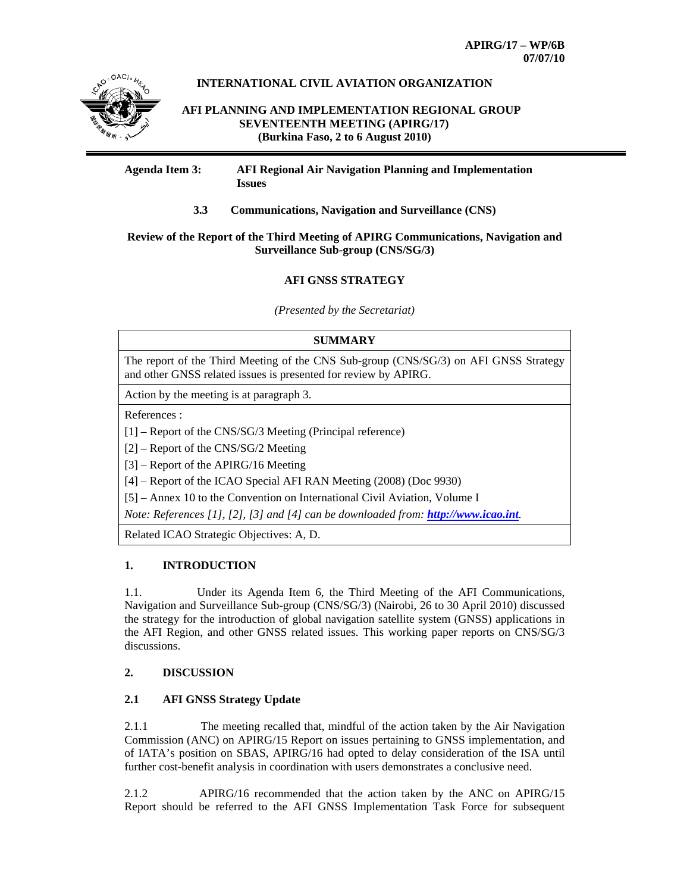**APIRG/17 – WP/6B**
**07/07/10**

**INTERNATIONAL CIVIL AVIATION ORGANIZATION**

**AFI PLANNING AND IMPLEMENTATION REGIONAL GROUP SEVENTEENTH MEETING (APIRG/17) (Burkina Faso, 2 to 6 August 2010)**

**Agenda Item 3: AFI Regional Air Navigation Planning and Implementation Issues**

**3.3 Communications, Navigation and Surveillance (CNS)**

**Review of the Report of the Third Meeting of APIRG Communications, Navigation and Surveillance Sub-group (CNS/SG/3)**

**AFI GNSS STRATEGY**

*(Presented by the Secretariat)*

| **SUMMARY** |
|---|
| The report of the Third Meeting of the CNS Sub-group (CNS/SG/3) on AFI GNSS Strategy and other GNSS related issues is presented for review by APIRG. |
| Action by the meeting is at paragraph 3. |
| References :<br>[1] – Report of the CNS/SG/3 Meeting (Principal reference)<br>[2] – Report of the CNS/SG/2 Meeting<br>[3] – Report of the APIRG/16 Meeting<br>[4] – Report of the ICAO Special AFI RAN Meeting (2008) (Doc 9930)<br>[5] – Annex 10 to the Convention on International Civil Aviation, Volume I<br>*Note: References [1], [2], [3] and [4] can be downloaded from: **http://www.icao.int**.* |
| Related ICAO Strategic Objectives: A, D. |

## 1. INTRODUCTION

1.1. Under its Agenda Item 6, the Third Meeting of the AFI Communications, Navigation and Surveillance Sub-group (CNS/SG/3) (Nairobi, 26 to 30 April 2010) discussed the strategy for the introduction of global navigation satellite system (GNSS) applications in the AFI Region, and other GNSS related issues. This working paper reports on CNS/SG/3 discussions.

## 2. DISCUSSION

### 2.1 AFI GNSS Strategy Update

2.1.1 The meeting recalled that, mindful of the action taken by the Air Navigation Commission (ANC) on APIRG/15 Report on issues pertaining to GNSS implementation, and of IATA's position on SBAS, APIRG/16 had opted to delay consideration of the ISA until further cost-benefit analysis in coordination with users demonstrates a conclusive need.

2.1.2 APIRG/16 recommended that the action taken by the ANC on APIRG/15 Report should be referred to the AFI GNSS Implementation Task Force for subsequent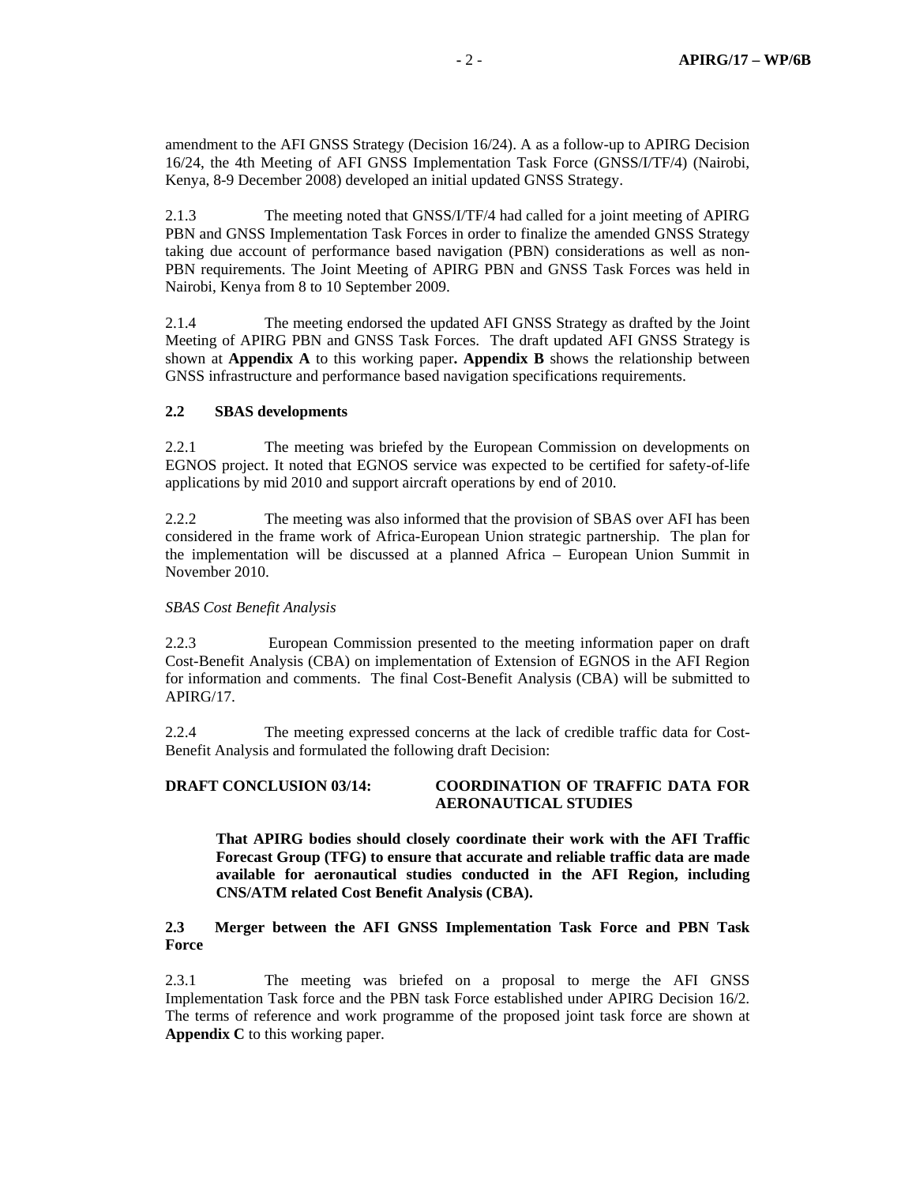amendment to the AFI GNSS Strategy (Decision 16/24). A as a follow-up to APIRG Decision 16/24, the 4th Meeting of AFI GNSS Implementation Task Force (GNSS/I/TF/4) (Nairobi, Kenya, 8-9 December 2008) developed an initial updated GNSS Strategy.

2.1.3 The meeting noted that GNSS/I/TF/4 had called for a joint meeting of APIRG PBN and GNSS Implementation Task Forces in order to finalize the amended GNSS Strategy taking due account of performance based navigation (PBN) considerations as well as non-PBN requirements. The Joint Meeting of APIRG PBN and GNSS Task Forces was held in Nairobi, Kenya from 8 to 10 September 2009.

2.1.4 The meeting endorsed the updated AFI GNSS Strategy as drafted by the Joint Meeting of APIRG PBN and GNSS Task Forces. The draft updated AFI GNSS Strategy is shown at **Appendix A** to this working paper**. Appendix B** shows the relationship between GNSS infrastructure and performance based navigation specifications requirements.

### 2.2 SBAS developments

2.2.1 The meeting was briefed by the European Commission on developments on EGNOS project. It noted that EGNOS service was expected to be certified for safety-of-life applications by mid 2010 and support aircraft operations by end of 2010.

2.2.2 The meeting was also informed that the provision of SBAS over AFI has been considered in the frame work of Africa-European Union strategic partnership. The plan for the implementation will be discussed at a planned Africa – European Union Summit in November 2010.

*SBAS Cost Benefit Analysis*

2.2.3 European Commission presented to the meeting information paper on draft Cost-Benefit Analysis (CBA) on implementation of Extension of EGNOS in the AFI Region for information and comments. The final Cost-Benefit Analysis (CBA) will be submitted to APIRG/17.

2.2.4 The meeting expressed concerns at the lack of credible traffic data for Cost-Benefit Analysis and formulated the following draft Decision:

**DRAFT CONCLUSION 03/14: COORDINATION OF TRAFFIC DATA FOR AERONAUTICAL STUDIES**

> **That APIRG bodies should closely coordinate their work with the AFI Traffic Forecast Group (TFG) to ensure that accurate and reliable traffic data are made available for aeronautical studies conducted in the AFI Region, including CNS/ATM related Cost Benefit Analysis (CBA).**

### 2.3 Merger between the AFI GNSS Implementation Task Force and PBN Task Force

2.3.1 The meeting was briefed on a proposal to merge the AFI GNSS Implementation Task force and the PBN task Force established under APIRG Decision 16/2. The terms of reference and work programme of the proposed joint task force are shown at **Appendix C** to this working paper.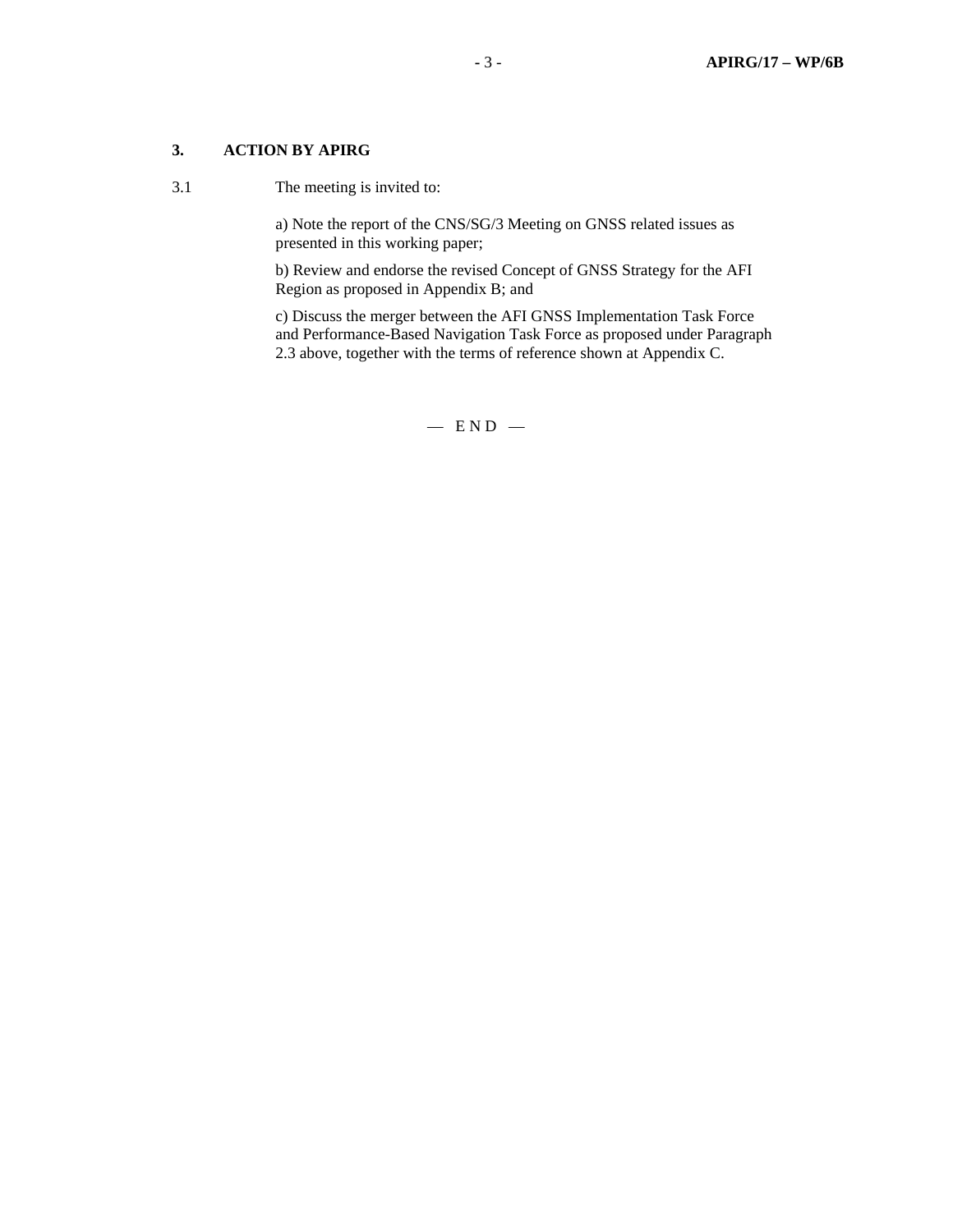## 3. ACTION BY APIRG

3.1 The meeting is invited to:

a) Note the report of the CNS/SG/3 Meeting on GNSS related issues as presented in this working paper;

b) Review and endorse the revised Concept of GNSS Strategy for the AFI Region as proposed in Appendix B; and

c) Discuss the merger between the AFI GNSS Implementation Task Force and Performance-Based Navigation Task Force as proposed under Paragraph 2.3 above, together with the terms of reference shown at Appendix C.

— E N D —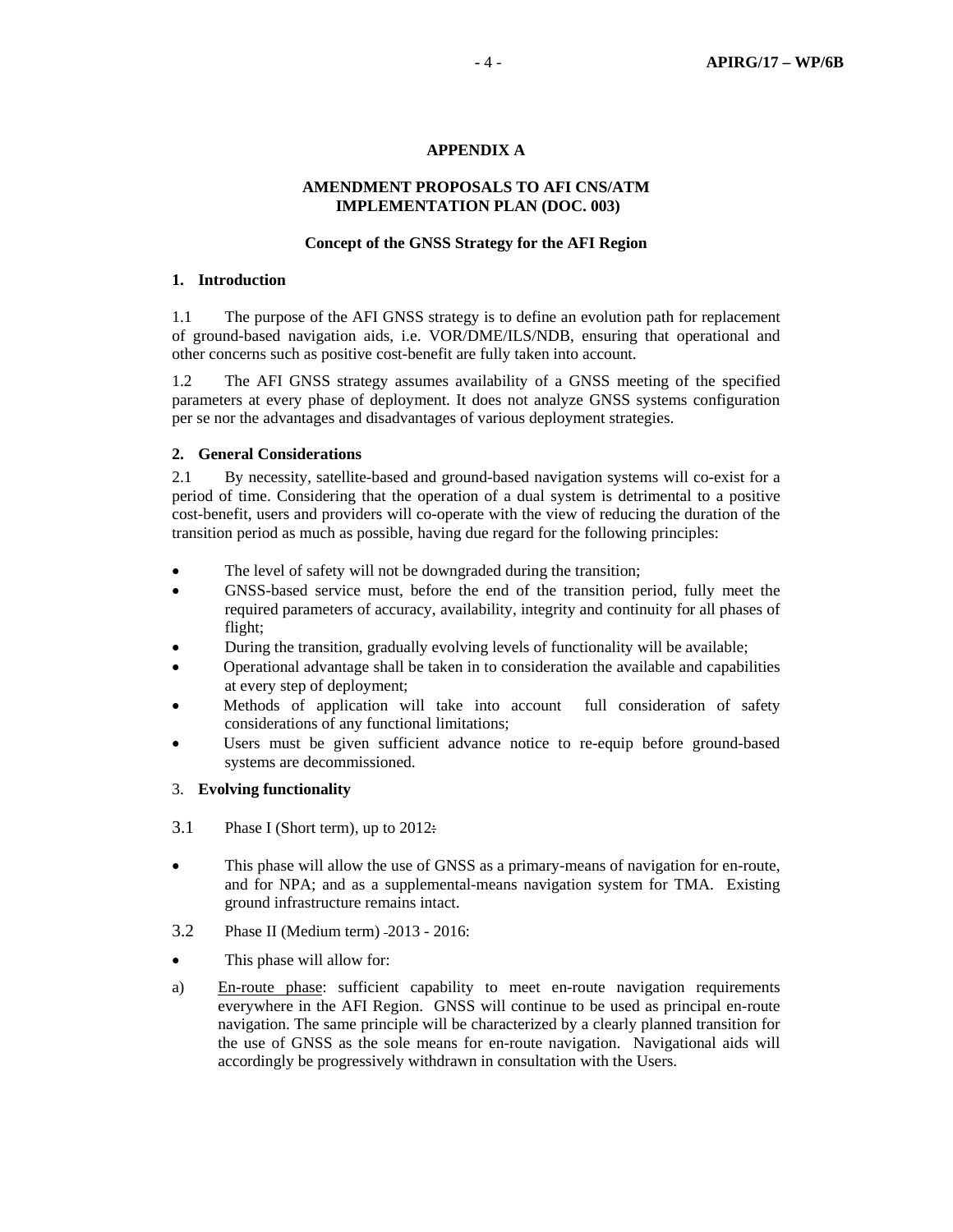**APPENDIX A**

**AMENDMENT PROPOSALS TO AFI CNS/ATM IMPLEMENTATION PLAN (DOC. 003)**

**Concept of the GNSS Strategy for the AFI Region**

## 1. Introduction

1.1 The purpose of the AFI GNSS strategy is to define an evolution path for replacement of ground-based navigation aids, i.e. VOR/DME/ILS/NDB, ensuring that operational and other concerns such as positive cost-benefit are fully taken into account.

1.2 The AFI GNSS strategy assumes availability of a GNSS meeting of the specified parameters at every phase of deployment. It does not analyze GNSS systems configuration per se nor the advantages and disadvantages of various deployment strategies.

## 2. General Considerations

2.1 By necessity, satellite-based and ground-based navigation systems will co-exist for a period of time. Considering that the operation of a dual system is detrimental to a positive cost-benefit, users and providers will co-operate with the view of reducing the duration of the transition period as much as possible, having due regard for the following principles:

- The level of safety will not be downgraded during the transition;
- GNSS-based service must, before the end of the transition period, fully meet the required parameters of accuracy, availability, integrity and continuity for all phases of flight;
- During the transition, gradually evolving levels of functionality will be available;
- Operational advantage shall be taken in to consideration the available and capabilities at every step of deployment;
- Methods of application will take into account full consideration of safety considerations of any functional limitations;
- Users must be given sufficient advance notice to re-equip before ground-based systems are decommissioned.

## 3. Evolving functionality

3.1 Phase I (Short term), up to 2012:

- This phase will allow the use of GNSS as a primary-means of navigation for en-route, and for NPA; and as a supplemental-means navigation system for TMA. Existing ground infrastructure remains intact.

3.2 Phase II (Medium term) -2013 - 2016:

- This phase will allow for:

a) En-route phase: sufficient capability to meet en-route navigation requirements everywhere in the AFI Region. GNSS will continue to be used as principal en-route navigation. The same principle will be characterized by a clearly planned transition for the use of GNSS as the sole means for en-route navigation. Navigational aids will accordingly be progressively withdrawn in consultation with the Users.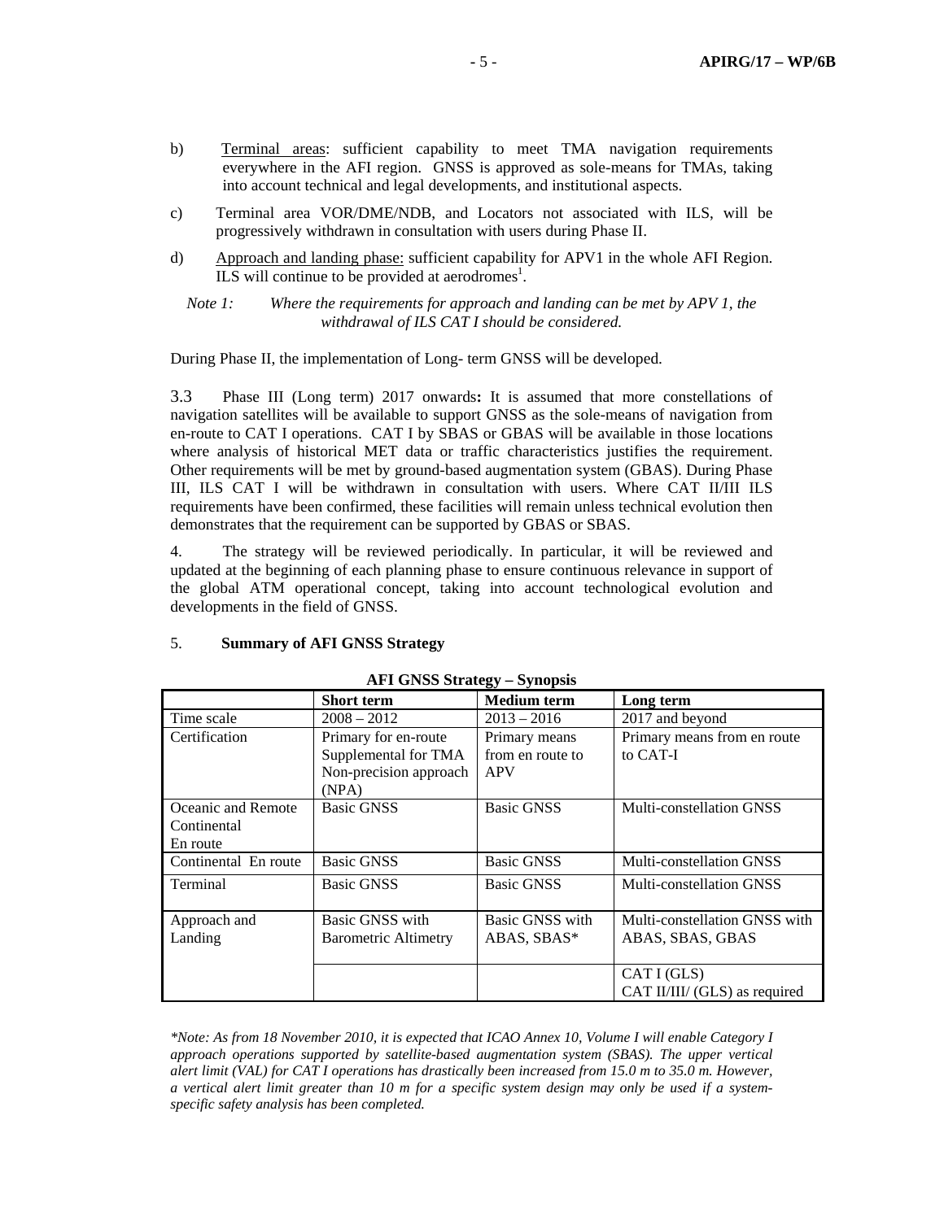b) Terminal areas: sufficient capability to meet TMA navigation requirements everywhere in the AFI region. GNSS is approved as sole-means for TMAs, taking into account technical and legal developments, and institutional aspects.

c) Terminal area VOR/DME/NDB, and Locators not associated with ILS, will be progressively withdrawn in consultation with users during Phase II.

d) Approach and landing phase: sufficient capability for APV1 in the whole AFI Region. ILS will continue to be provided at aerodromes[1].

*Note 1: Where the requirements for approach and landing can be met by APV 1, the withdrawal of ILS CAT I should be considered.*

During Phase II, the implementation of Long- term GNSS will be developed.

3.3 Phase III (Long term) 2017 onwards**:** It is assumed that more constellations of navigation satellites will be available to support GNSS as the sole-means of navigation from en-route to CAT I operations. CAT I by SBAS or GBAS will be available in those locations where analysis of historical MET data or traffic characteristics justifies the requirement. Other requirements will be met by ground-based augmentation system (GBAS). During Phase III, ILS CAT I will be withdrawn in consultation with users. Where CAT II/III ILS requirements have been confirmed, these facilities will remain unless technical evolution then demonstrates that the requirement can be supported by GBAS or SBAS.

4. The strategy will be reviewed periodically. In particular, it will be reviewed and updated at the beginning of each planning phase to ensure continuous relevance in support of the global ATM operational concept, taking into account technological evolution and developments in the field of GNSS.

5. **Summary of AFI GNSS Strategy**

**AFI GNSS Strategy – Synopsis**

| | **Short term** | **Medium term** | **Long term** |
|---|---|---|---|
| Time scale | 2008 – 2012 | 2013 – 2016 | 2017 and beyond |
| Certification | Primary for en-route<br>Supplemental for TMA<br>Non-precision approach (NPA) | Primary means from en route to APV | Primary means from en route to CAT-I |
| Oceanic and Remote Continental En route | Basic GNSS | Basic GNSS | Multi-constellation GNSS |
| Continental En route | Basic GNSS | Basic GNSS | Multi-constellation GNSS |
| Terminal | Basic GNSS | Basic GNSS | Multi-constellation GNSS |
| Approach and Landing | Basic GNSS with Barometric Altimetry | Basic GNSS with ABAS, SBAS* | Multi-constellation GNSS with ABAS, SBAS, GBAS |
| | | | CAT I (GLS)<br>CAT II/III/ (GLS) as required |

*\*Note: As from 18 November 2010, it is expected that ICAO Annex 10, Volume I will enable Category I approach operations supported by satellite-based augmentation system (SBAS). The upper vertical alert limit (VAL) for CAT I operations has drastically been increased from 15.0 m to 35.0 m. However, a vertical alert limit greater than 10 m for a specific system design may only be used if a system-specific safety analysis has been completed.*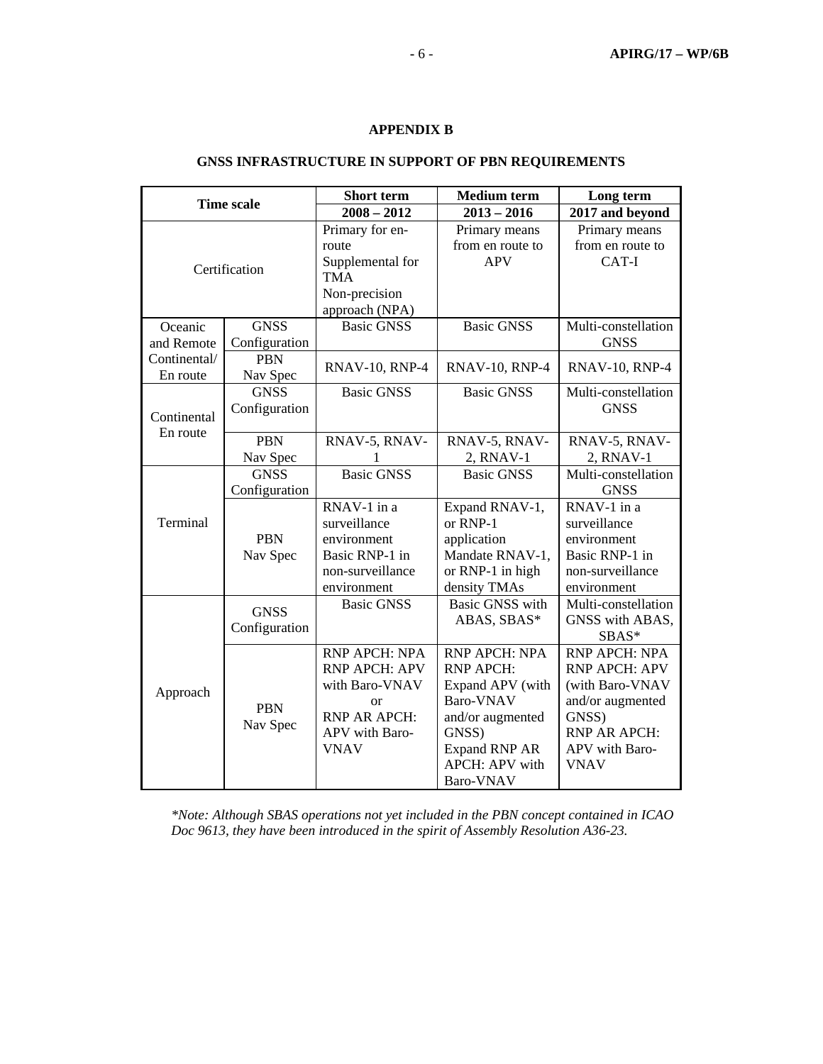## APPENDIX B

## GNSS INFRASTRUCTURE IN SUPPORT OF PBN REQUIREMENTS

| Time scale | | Short term<br>2008 – 2012 | Medium term<br>2013 – 2016 | Long term<br>2017 and beyond |
|---|---|---|---|---|
| Certification | | Primary for en-route<br>Supplemental for TMA<br>Non-precision approach (NPA) | Primary means from en route to APV | Primary means from en route to CAT-I |
| Oceanic and Remote Continental/ En route | GNSS Configuration | Basic GNSS | Basic GNSS | Multi-constellation GNSS |
| | PBN Nav Spec | RNAV-10, RNP-4 | RNAV-10, RNP-4 | RNAV-10, RNP-4 |
| Continental En route | GNSS Configuration | Basic GNSS | Basic GNSS | Multi-constellation GNSS |
| | PBN Nav Spec | RNAV-5, RNAV-1 | RNAV-5, RNAV-2, RNAV-1 | RNAV-5, RNAV-2, RNAV-1 |
| Terminal | GNSS Configuration | Basic GNSS | Basic GNSS | Multi-constellation GNSS |
| | PBN Nav Spec | RNAV-1 in a surveillance environment<br>Basic RNP-1 in non-surveillance environment | Expand RNAV-1, or RNP-1 application<br>Mandate RNAV-1, or RNP-1 in high density TMAs | RNAV-1 in a surveillance environment<br>Basic RNP-1 in non-surveillance environment |
| Approach | GNSS Configuration | Basic GNSS | Basic GNSS with ABAS, SBAS* | Multi-constellation GNSS with ABAS, SBAS* |
| | PBN Nav Spec | RNP APCH: NPA<br>RNP APCH: APV with Baro-VNAV<br>or<br>RNP AR APCH: APV with Baro-VNAV | RNP APCH: NPA<br>RNP APCH: Expand APV (with Baro-VNAV and/or augmented GNSS)<br>Expand RNP AR APCH: APV with Baro-VNAV | RNP APCH: NPA<br>RNP APCH: APV (with Baro-VNAV and/or augmented GNSS)<br>RNP AR APCH: APV with Baro-VNAV |

*\*Note: Although SBAS operations not yet included in the PBN concept contained in ICAO Doc 9613, they have been introduced in the spirit of Assembly Resolution A36-23.*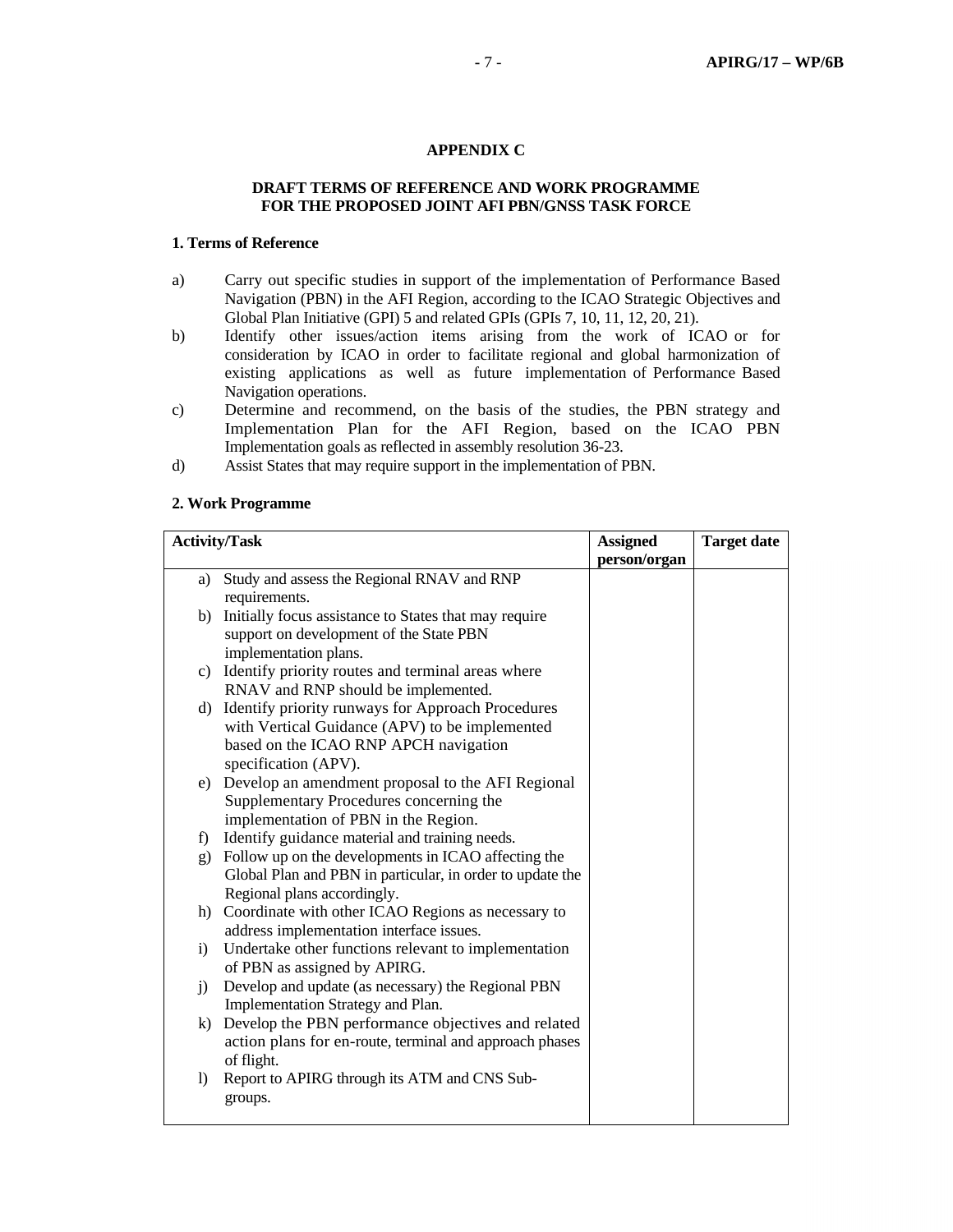# APPENDIX C

## DRAFT TERMS OF REFERENCE AND WORK PROGRAMME FOR THE PROPOSED JOINT AFI PBN/GNSS TASK FORCE

### 1. Terms of Reference

a) Carry out specific studies in support of the implementation of Performance Based Navigation (PBN) in the AFI Region, according to the ICAO Strategic Objectives and Global Plan Initiative (GPI) 5 and related GPIs (GPIs 7, 10, 11, 12, 20, 21).

b) Identify other issues/action items arising from the work of ICAO or for consideration by ICAO in order to facilitate regional and global harmonization of existing applications as well as future implementation of Performance Based Navigation operations.

c) Determine and recommend, on the basis of the studies, the PBN strategy and Implementation Plan for the AFI Region, based on the ICAO PBN Implementation goals as reflected in assembly resolution 36-23.

d) Assist States that may require support in the implementation of PBN.

### 2. Work Programme

| Activity/Task | Assigned person/organ | Target date |
|---|---|---|
| a) Study and assess the Regional RNAV and RNP requirements.<br>b) Initially focus assistance to States that may require support on development of the State PBN implementation plans.<br>c) Identify priority routes and terminal areas where RNAV and RNP should be implemented.<br>d) Identify priority runways for Approach Procedures with Vertical Guidance (APV) to be implemented based on the ICAO RNP APCH navigation specification (APV).<br>e) Develop an amendment proposal to the AFI Regional Supplementary Procedures concerning the implementation of PBN in the Region.<br>f) Identify guidance material and training needs.<br>g) Follow up on the developments in ICAO affecting the Global Plan and PBN in particular, in order to update the Regional plans accordingly.<br>h) Coordinate with other ICAO Regions as necessary to address implementation interface issues.<br>i) Undertake other functions relevant to implementation of PBN as assigned by APIRG.<br>j) Develop and update (as necessary) the Regional PBN Implementation Strategy and Plan.<br>k) Develop the PBN performance objectives and related action plans for en-route, terminal and approach phases of flight.<br>l) Report to APIRG through its ATM and CNS Sub-groups. | | |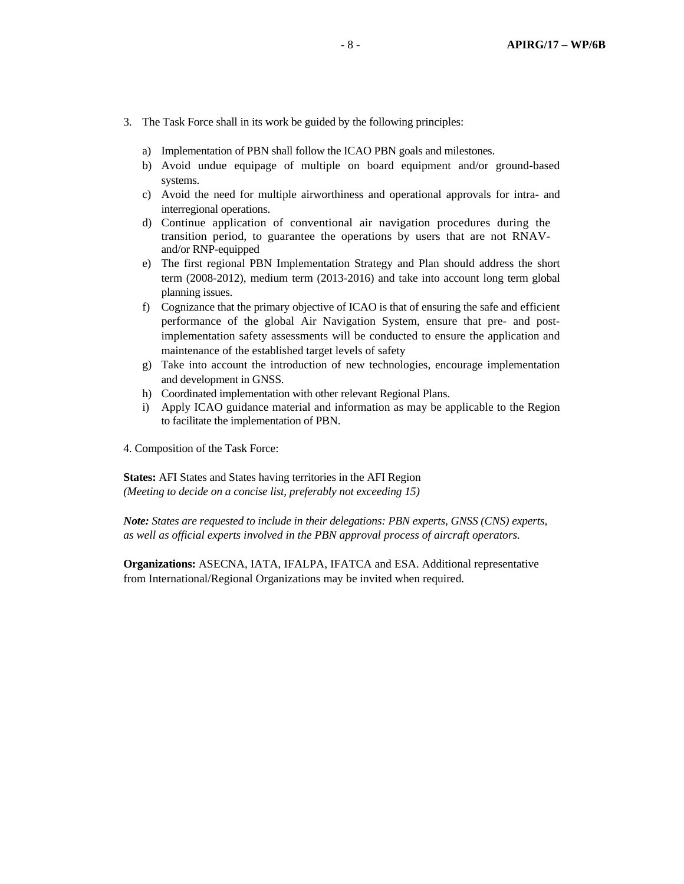3. The Task Force shall in its work be guided by the following principles:

   a) Implementation of PBN shall follow the ICAO PBN goals and milestones.
   b) Avoid undue equipage of multiple on board equipment and/or ground-based systems.
   c) Avoid the need for multiple airworthiness and operational approvals for intra- and interregional operations.
   d) Continue application of conventional air navigation procedures during the transition period, to guarantee the operations by users that are not RNAV- and/or RNP-equipped
   e) The first regional PBN Implementation Strategy and Plan should address the short term (2008-2012), medium term (2013-2016) and take into account long term global planning issues.
   f) Cognizance that the primary objective of ICAO is that of ensuring the safe and efficient performance of the global Air Navigation System, ensure that pre- and post-implementation safety assessments will be conducted to ensure the application and maintenance of the established target levels of safety
   g) Take into account the introduction of new technologies, encourage implementation and development in GNSS.
   h) Coordinated implementation with other relevant Regional Plans.
   i) Apply ICAO guidance material and information as may be applicable to the Region to facilitate the implementation of PBN.

4. Composition of the Task Force:

**States:** AFI States and States having territories in the AFI Region
*(Meeting to decide on a concise list, preferably not exceeding 15)*

***Note:*** *States are requested to include in their delegations: PBN experts, GNSS (CNS) experts, as well as official experts involved in the PBN approval process of aircraft operators.*

**Organizations:** ASECNA, IATA, IFALPA, IFATCA and ESA. Additional representative from International/Regional Organizations may be invited when required.